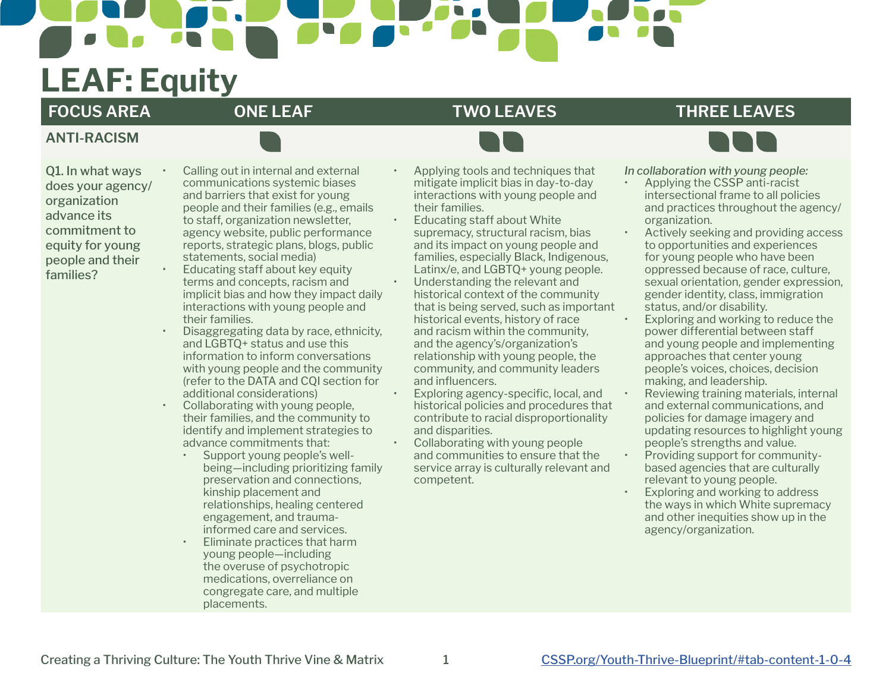# LEAF: Equity

| FOCUS AREA | ONE LEAF | TWO LEAVES | THREE LEAVES |
|---|---|---|---|
| **ANTI-RACISM** | | | |
| Q1. In what ways does your agency/organization advance its commitment to equity for young people and their families? | • Calling out in internal and external communications systemic biases and barriers that exist for young people and their families (e.g., emails to staff, organization newsletter, agency website, public performance reports, strategic plans, blogs, public statements, social media)<br>• Educating staff about key equity terms and concepts, racism and implicit bias and how they impact daily interactions with young people and their families.<br>• Disaggregating data by race, ethnicity, and LGBTQ+ status and use this information to inform conversations with young people and the community (refer to the DATA and CQI section for additional considerations)<br>• Collaborating with young people, their families, and the community to identify and implement strategies to advance commitments that:<br>&nbsp;&nbsp;• Support young people's well-being—including prioritizing family preservation and connections, kinship placement and relationships, healing centered engagement, and trauma-informed care and services.<br>&nbsp;&nbsp;• Eliminate practices that harm young people—including the overuse of psychotropic medications, overreliance on congregate care, and multiple placements. | • Applying tools and techniques that mitigate implicit bias in day-to-day interactions with young people and their families.<br>• Educating staff about White supremacy, structural racism, bias and its impact on young people and families, especially Black, Indigenous, Latinx/e, and LGBTQ+ young people.<br>• Understanding the relevant and historical context of the community that is being served, such as important historical events, history of race and racism within the community, and the agency's/organization's relationship with young people, the community, and community leaders and influencers.<br>• Exploring agency-specific, local, and historical policies and procedures that contribute to racial disproportionality and disparities.<br>• Collaborating with young people and communities to ensure that the service array is culturally relevant and competent. | *In collaboration with young people:*<br>• Applying the CSSP anti-racist intersectional frame to all policies and practices throughout the agency/organization.<br>• Actively seeking and providing access to opportunities and experiences for young people who have been oppressed because of race, culture, sexual orientation, gender expression, gender identity, class, immigration status, and/or disability.<br>• Exploring and working to reduce the power differential between staff and young people and implementing approaches that center young people's voices, choices, decision making, and leadership.<br>• Reviewing training materials, internal and external communications, and policies for damage imagery and updating resources to highlight young people's strengths and value.<br>• Providing support for community-based agencies that are culturally relevant to young people.<br>• Exploring and working to address the ways in which White supremacy and other inequities show up in the agency/organization. |

Creating a Thriving Culture: The Youth Thrive Vine & Matrix

CSSP.org/Youth-Thrive-Blueprint/#tab-content-1-0-4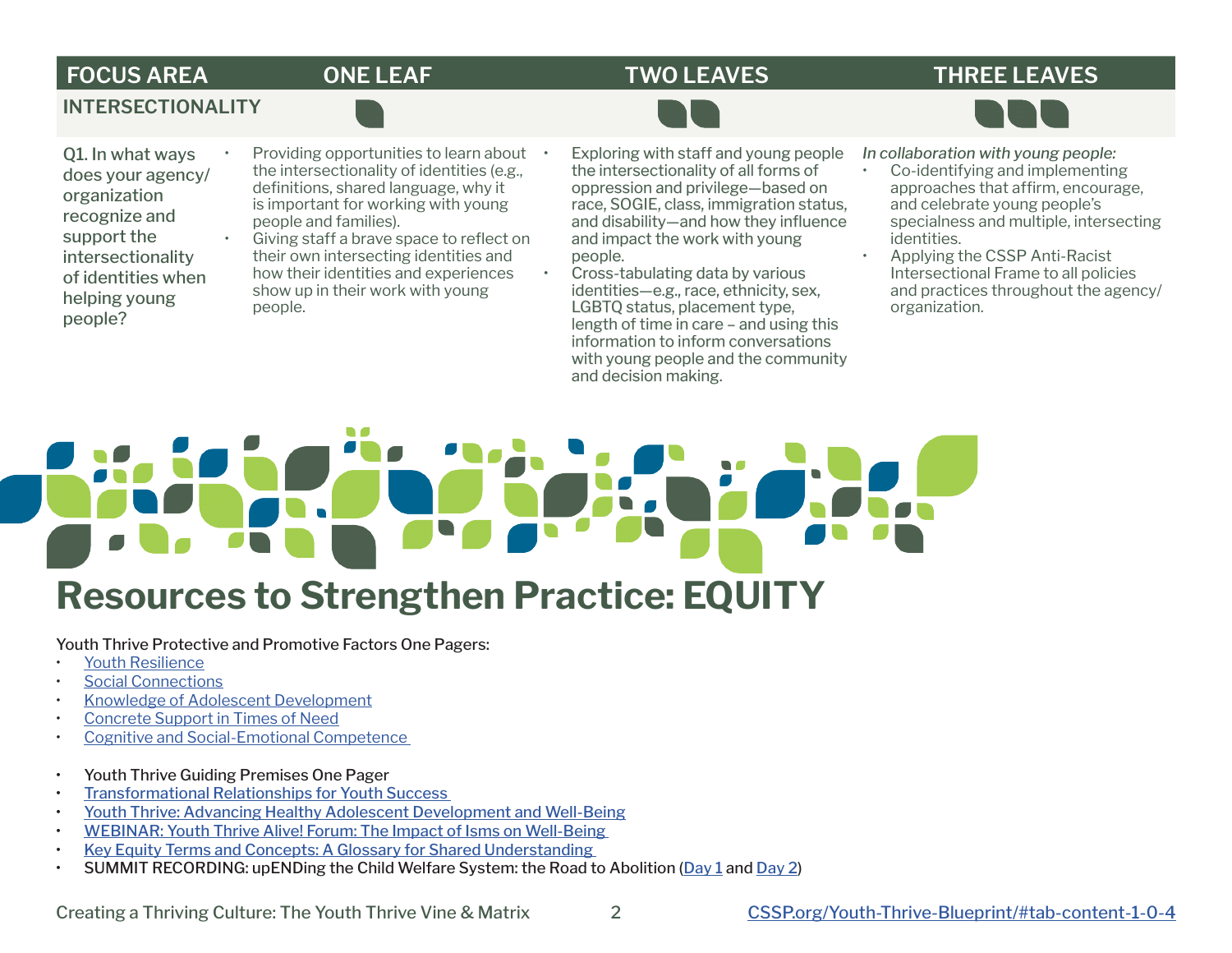| FOCUS AREA | ONE LEAF | TWO LEAVES | THREE LEAVES |
|---|---|---|---|
| **INTERSECTIONALITY** | | | |
| Q1. In what ways does your agency/ organization recognize and support the intersectionality of identities when helping young people? | • Providing opportunities to learn about the intersectionality of identities (e.g., definitions, shared language, why it is important for working with young people and families).<br>• Giving staff a brave space to reflect on their own intersecting identities and how their identities and experiences show up in their work with young people. | • Exploring with staff and young people the intersectionality of all forms of oppression and privilege—based on race, SOGIE, class, immigration status, and disability—and how they influence and impact the work with young people.<br>• Cross-tabulating data by various identities—e.g., race, ethnicity, sex, LGBTQ status, placement type, length of time in care – and using this information to inform conversations with young people and the community and decision making. | *In collaboration with young people:*<br>• Co-identifying and implementing approaches that affirm, encourage, and celebrate young people's specialness and multiple, intersecting identities.<br>• Applying the CSSP Anti-Racist Intersectional Frame to all policies and practices throughout the agency/ organization. |

# Resources to Strengthen Practice: EQUITY

Youth Thrive Protective and Promotive Factors One Pagers:

- Youth Resilience
- Social Connections
- Knowledge of Adolescent Development
- Concrete Support in Times of Need
- Cognitive and Social-Emotional Competence

- Youth Thrive Guiding Premises One Pager
- Transformational Relationships for Youth Success
- Youth Thrive: Advancing Healthy Adolescent Development and Well-Being
- WEBINAR: Youth Thrive Alive! Forum: The Impact of Isms on Well-Being
- Key Equity Terms and Concepts: A Glossary for Shared Understanding
- SUMMIT RECORDING: upENDing the Child Welfare System: the Road to Abolition (Day 1 and Day 2)